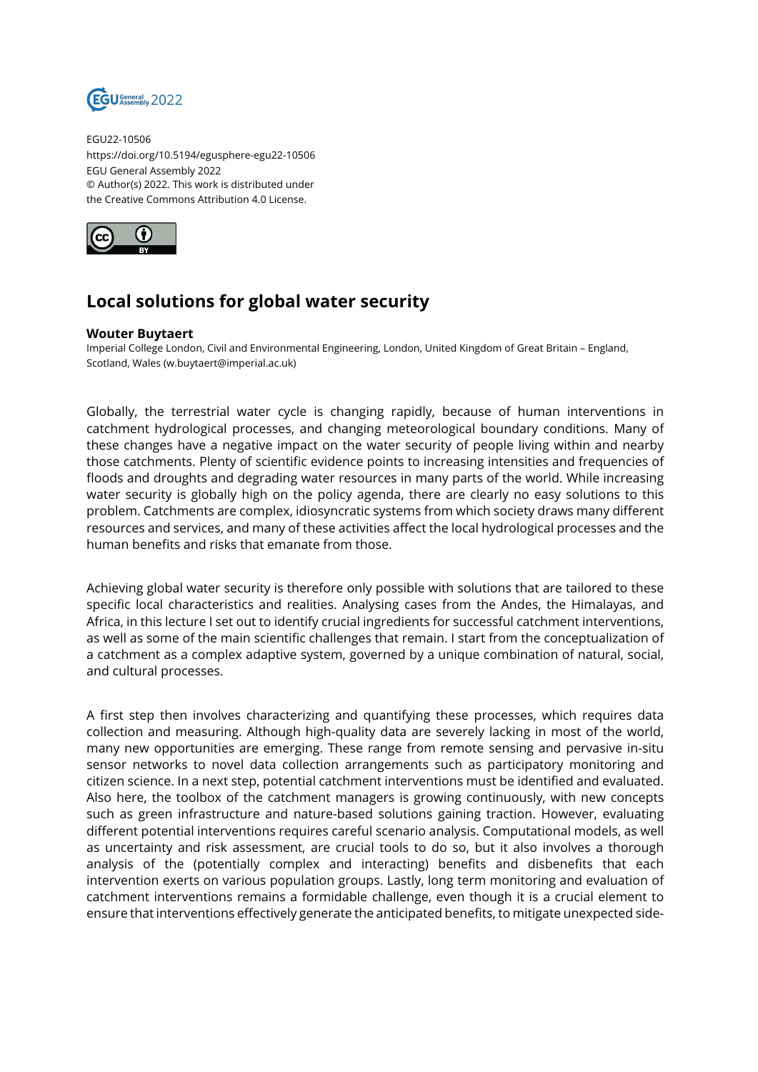EGU22-10506
https://doi.org/10.5194/egusphere-egu22-10506
EGU General Assembly 2022
© Author(s) 2022. This work is distributed under
the Creative Commons Attribution 4.0 License.

# Local solutions for global water security

**Wouter Buytaert**

Imperial College London, Civil and Environmental Engineering, London, United Kingdom of Great Britain – England, Scotland, Wales (w.buytaert@imperial.ac.uk)

Globally, the terrestrial water cycle is changing rapidly, because of human interventions in catchment hydrological processes, and changing meteorological boundary conditions. Many of these changes have a negative impact on the water security of people living within and nearby those catchments. Plenty of scientific evidence points to increasing intensities and frequencies of floods and droughts and degrading water resources in many parts of the world. While increasing water security is globally high on the policy agenda, there are clearly no easy solutions to this problem. Catchments are complex, idiosyncratic systems from which society draws many different resources and services, and many of these activities affect the local hydrological processes and the human benefits and risks that emanate from those.

Achieving global water security is therefore only possible with solutions that are tailored to these specific local characteristics and realities. Analysing cases from the Andes, the Himalayas, and Africa, in this lecture I set out to identify crucial ingredients for successful catchment interventions, as well as some of the main scientific challenges that remain. I start from the conceptualization of a catchment as a complex adaptive system, governed by a unique combination of natural, social, and cultural processes.

A first step then involves characterizing and quantifying these processes, which requires data collection and measuring. Although high-quality data are severely lacking in most of the world, many new opportunities are emerging. These range from remote sensing and pervasive in-situ sensor networks to novel data collection arrangements such as participatory monitoring and citizen science. In a next step, potential catchment interventions must be identified and evaluated. Also here, the toolbox of the catchment managers is growing continuously, with new concepts such as green infrastructure and nature-based solutions gaining traction. However, evaluating different potential interventions requires careful scenario analysis. Computational models, as well as uncertainty and risk assessment, are crucial tools to do so, but it also involves a thorough analysis of the (potentially complex and interacting) benefits and disbenefits that each intervention exerts on various population groups. Lastly, long term monitoring and evaluation of catchment interventions remains a formidable challenge, even though it is a crucial element to ensure that interventions effectively generate the anticipated benefits, to mitigate unexpected side-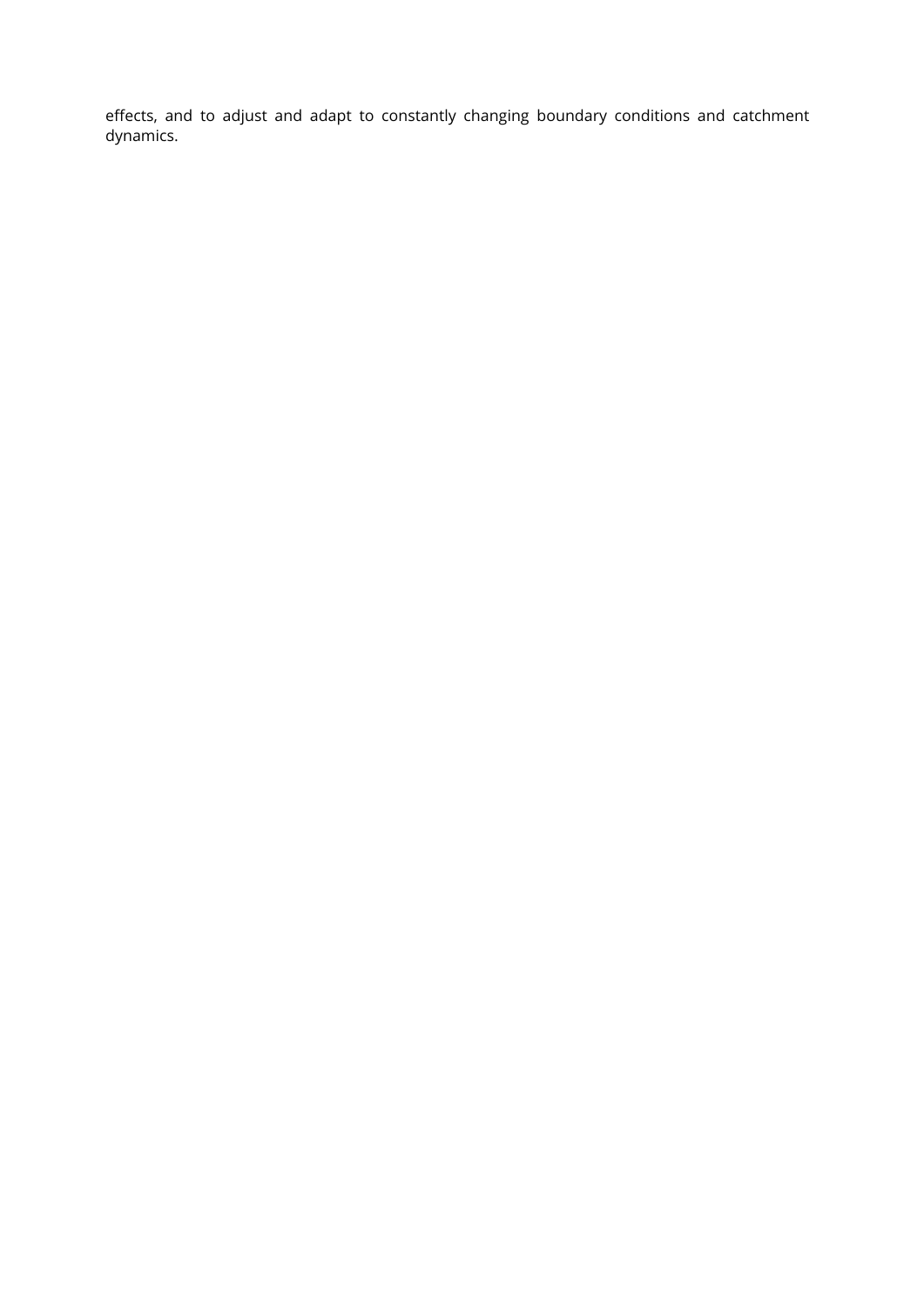effects, and to adjust and adapt to constantly changing boundary conditions and catchment dynamics.